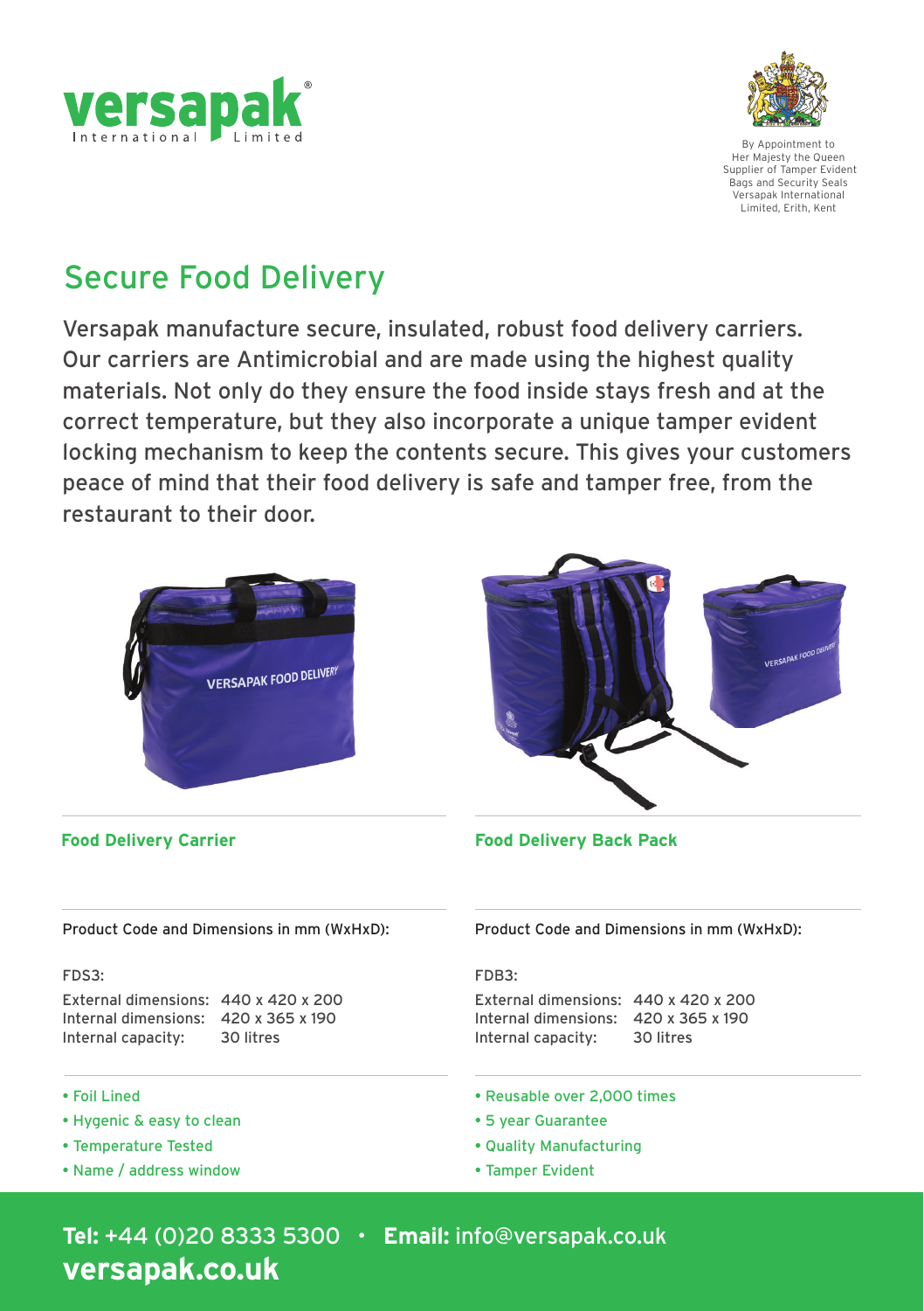versapak® International Limited

By Appointment to
Her Majesty the Queen
Supplier of Tamper Evident
Bags and Security Seals
Versapak International
Limited, Erith, Kent

# Secure Food Delivery

Versapak manufacture secure, insulated, robust food delivery carriers. Our carriers are Antimicrobial and are made using the highest quality materials. Not only do they ensure the food inside stays fresh and at the correct temperature, but they also incorporate a unique tamper evident locking mechanism to keep the contents secure. This gives your customers peace of mind that their food delivery is safe and tamper free, from the restaurant to their door.

## Food Delivery Carrier

Product Code and Dimensions in mm (WxHxD):

FDS3:

| | |
|---|---|
| External dimensions: | 440 x 420 x 200 |
| Internal dimensions: | 420 x 365 x 190 |
| Internal capacity: | 30 litres |

- Foil Lined
- Hygenic & easy to clean
- Temperature Tested
- Name / address window

## Food Delivery Back Pack

Product Code and Dimensions in mm (WxHxD):

FDB3:

| | |
|---|---|
| External dimensions: | 440 x 420 x 200 |
| Internal dimensions: | 420 x 365 x 190 |
| Internal capacity: | 30 litres |

- Reusable over 2,000 times
- 5 year Guarantee
- Quality Manufacturing
- Tamper Evident

**Tel:** +44 (0)20 8333 5300 • **Email:** info@versapak.co.uk
**versapak.co.uk**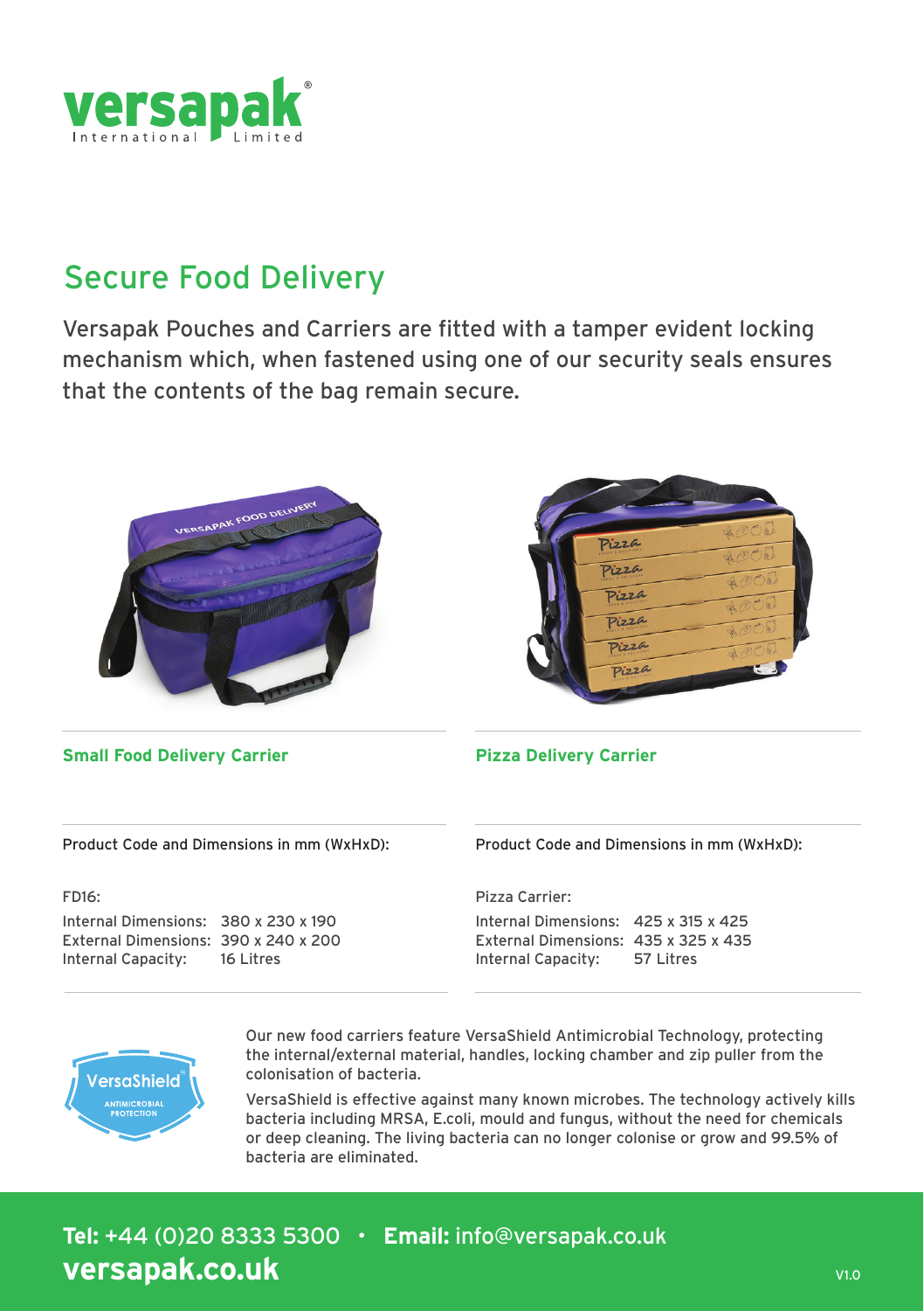versapak International Limited

## Secure Food Delivery

Versapak Pouches and Carriers are fitted with a tamper evident locking mechanism which, when fastened using one of our security seals ensures that the contents of the bag remain secure.

### Small Food Delivery Carrier

Product Code and Dimensions in mm (WxHxD):

FD16:

| | |
|---|---|
| Internal Dimensions: | 380 x 230 x 190 |
| External Dimensions: | 390 x 240 x 200 |
| Internal Capacity: | 16 Litres |

### Pizza Delivery Carrier

Product Code and Dimensions in mm (WxHxD):

Pizza Carrier:

| | |
|---|---|
| Internal Dimensions: | 425 x 315 x 425 |
| External Dimensions: | 435 x 325 x 435 |
| Internal Capacity: | 57 Litres |

VersaShield ANTIMICROBIAL PROTECTION

Our new food carriers feature VersaShield Antimicrobial Technology, protecting the internal/external material, handles, locking chamber and zip puller from the colonisation of bacteria.

VersaShield is effective against many known microbes. The technology actively kills bacteria including MRSA, E.coli, mould and fungus, without the need for chemicals or deep cleaning. The living bacteria can no longer colonise or grow and 99.5% of bacteria are eliminated.

**Tel:** +44 (0)20 8333 5300 • **Email:** info@versapak.co.uk

**versapak.co.uk**

V1.0